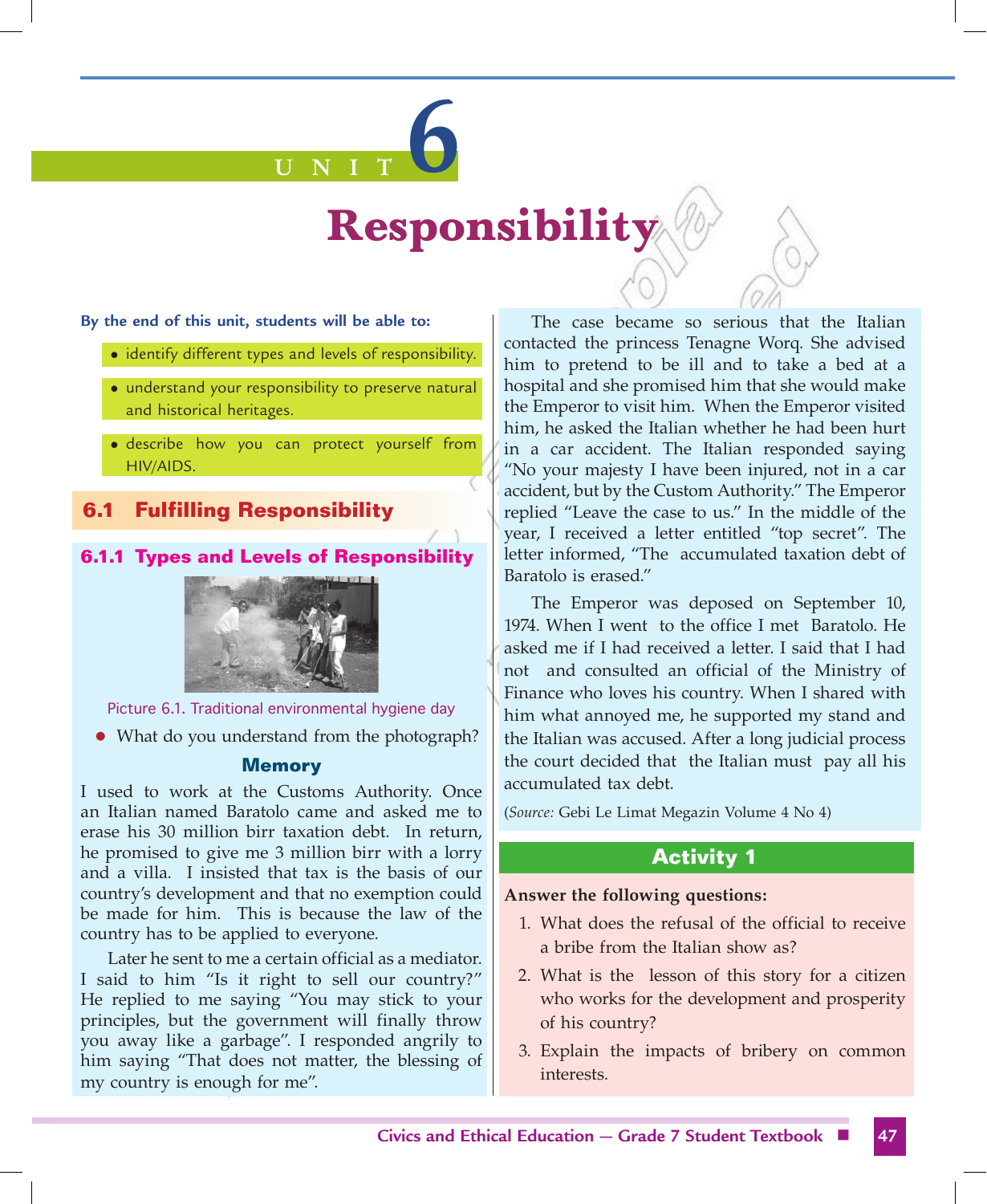# UNIT 6

# Responsibility

**By the end of this unit, students will be able to:**

- identify different types and levels of responsibility.
- understand your responsibility to preserve natural and historical heritages.
- describe how you can protect yourself from HIV/AIDS.

## 6.1 Fulfilling Responsibility

### 6.1.1 Types and Levels of Responsibility

Picture 6.1. Traditional environmental hygiene day

- What do you understand from the photograph?

**Memory**

I used to work at the Customs Authority. Once an Italian named Baratolo came and asked me to erase his 30 million birr taxation debt. In return, he promised to give me 3 million birr with a lorry and a villa. I insisted that tax is the basis of our country's development and that no exemption could be made for him. This is because the law of the country has to be applied to everyone.

Later he sent to me a certain official as a mediator. I said to him "Is it right to sell our country?" He replied to me saying "You may stick to your principles, but the government will finally throw you away like a garbage". I responded angrily to him saying "That does not matter, the blessing of my country is enough for me".

The case became so serious that the Italian contacted the princess Tenagne Worq. She advised him to pretend to be ill and to take a bed at a hospital and she promised him that she would make the Emperor to visit him. When the Emperor visited him, he asked the Italian whether he had been hurt in a car accident. The Italian responded saying "No your majesty I have been injured, not in a car accident, but by the Custom Authority." The Emperor replied "Leave the case to us." In the middle of the year, I received a letter entitled "top secret". The letter informed, "The accumulated taxation debt of Baratolo is erased."

The Emperor was deposed on September 10, 1974. When I went to the office I met Baratolo. He asked me if I had received a letter. I said that I had not and consulted an official of the Ministry of Finance who loves his country. When I shared with him what annoyed me, he supported my stand and the Italian was accused. After a long judicial process the court decided that the Italian must pay all his accumulated tax debt.

(*Source:* Gebi Le Limat Megazin Volume 4 No 4)

**Activity 1**

**Answer the following questions:**

1. What does the refusal of the official to receive a bribe from the Italian show as?
2. What is the lesson of this story for a citizen who works for the development and prosperity of his country?
3. Explain the impacts of bribery on common interests.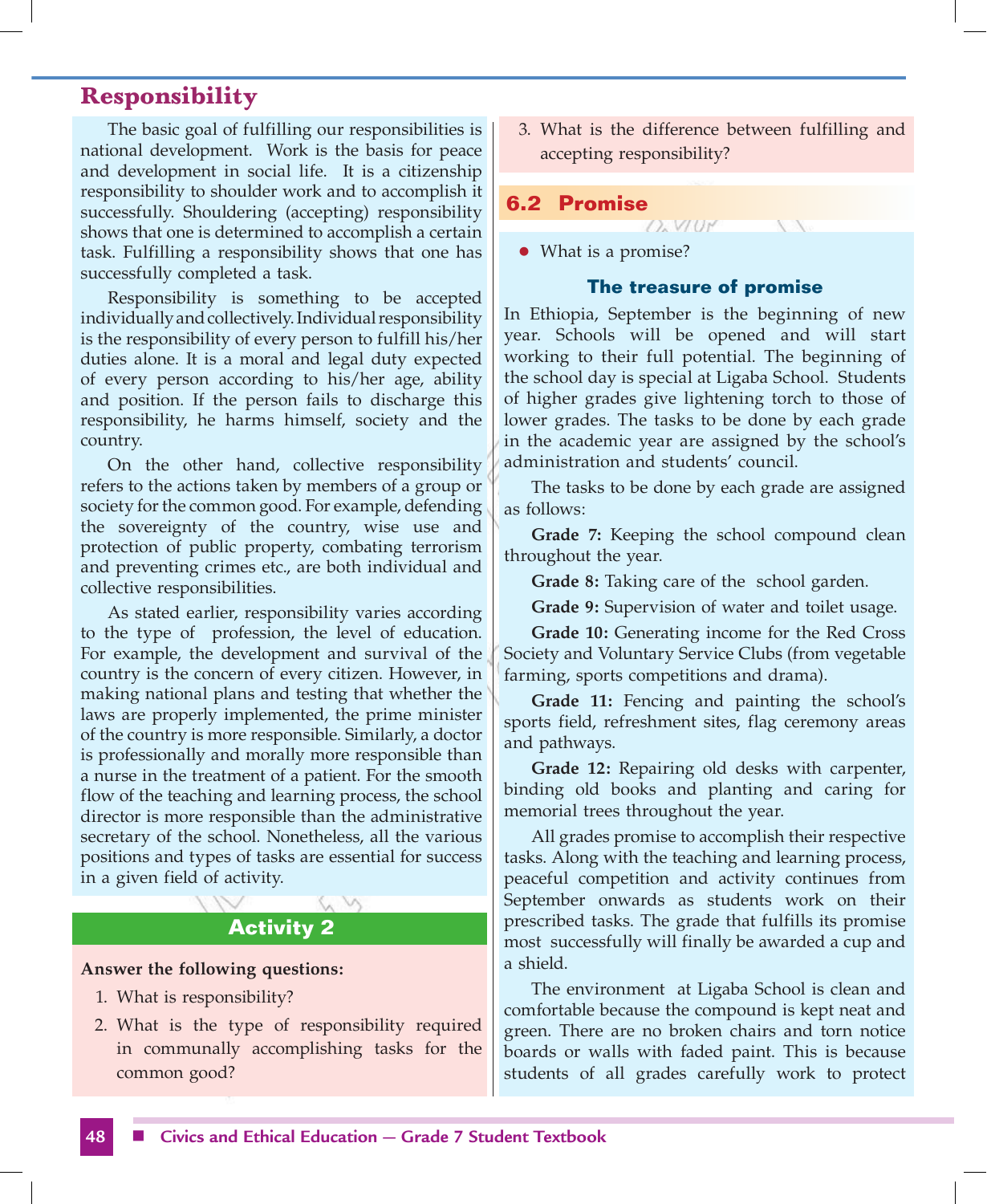## Responsibility

The basic goal of fulfilling our responsibilities is national development. Work is the basis for peace and development in social life. It is a citizenship responsibility to shoulder work and to accomplish it successfully. Shouldering (accepting) responsibility shows that one is determined to accomplish a certain task. Fulfilling a responsibility shows that one has successfully completed a task.

Responsibility is something to be accepted individually and collectively. Individual responsibility is the responsibility of every person to fulfill his/her duties alone. It is a moral and legal duty expected of every person according to his/her age, ability and position. If the person fails to discharge this responsibility, he harms himself, society and the country.

On the other hand, collective responsibility refers to the actions taken by members of a group or society for the common good. For example, defending the sovereignty of the country, wise use and protection of public property, combating terrorism and preventing crimes etc., are both individual and collective responsibilities.

As stated earlier, responsibility varies according to the type of profession, the level of education. For example, the development and survival of the country is the concern of every citizen. However, in making national plans and testing that whether the laws are properly implemented, the prime minister of the country is more responsible. Similarly, a doctor is professionally and morally more responsible than a nurse in the treatment of a patient. For the smooth flow of the teaching and learning process, the school director is more responsible than the administrative secretary of the school. Nonetheless, all the various positions and types of tasks are essential for success in a given field of activity.

### Activity 2

**Answer the following questions:**

1. What is responsibility?
2. What is the type of responsibility required in communally accomplishing tasks for the common good?
3. What is the difference between fulfilling and accepting responsibility?

## 6.2 Promise

- What is a promise?

### The treasure of promise

In Ethiopia, September is the beginning of new year. Schools will be opened and will start working to their full potential. The beginning of the school day is special at Ligaba School. Students of higher grades give lightening torch to those of lower grades. The tasks to be done by each grade in the academic year are assigned by the school's administration and students' council.

The tasks to be done by each grade are assigned as follows:

**Grade 7:** Keeping the school compound clean throughout the year.

**Grade 8:** Taking care of the school garden.

**Grade 9:** Supervision of water and toilet usage.

**Grade 10:** Generating income for the Red Cross Society and Voluntary Service Clubs (from vegetable farming, sports competitions and drama).

**Grade 11:** Fencing and painting the school's sports field, refreshment sites, flag ceremony areas and pathways.

**Grade 12:** Repairing old desks with carpenter, binding old books and planting and caring for memorial trees throughout the year.

All grades promise to accomplish their respective tasks. Along with the teaching and learning process, peaceful competition and activity continues from September onwards as students work on their prescribed tasks. The grade that fulfills its promise most successfully will finally be awarded a cup and a shield.

The environment at Ligaba School is clean and comfortable because the compound is kept neat and green. There are no broken chairs and torn notice boards or walls with faded paint. This is because students of all grades carefully work to protect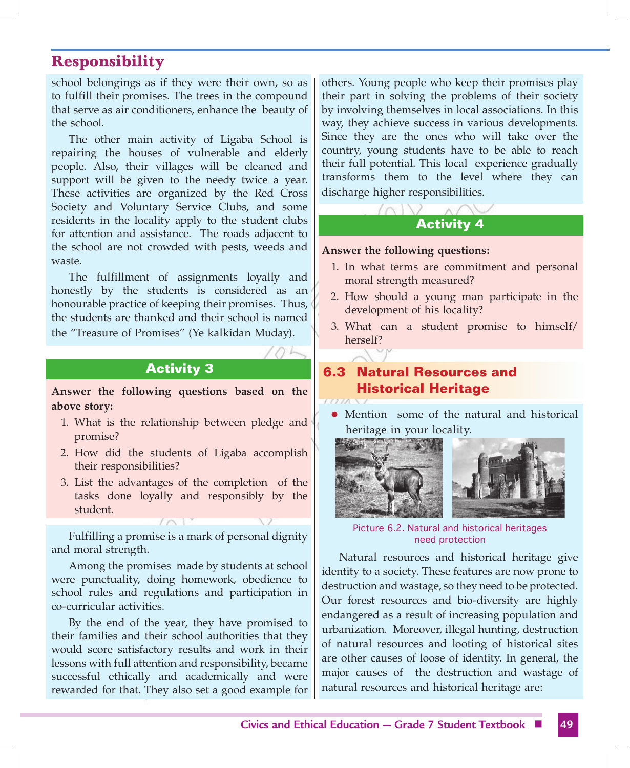school belongings as if they were their own, so as to fulfill their promises. The trees in the compound that serve as air conditioners, enhance the beauty of the school.

The other main activity of Ligaba School is repairing the houses of vulnerable and elderly people. Also, their villages will be cleaned and support will be given to the needy twice a year. These activities are organized by the Red Cross Society and Voluntary Service Clubs, and some residents in the locality apply to the student clubs for attention and assistance. The roads adjacent to the school are not crowded with pests, weeds and waste.

The fulfillment of assignments loyally and honestly by the students is considered as an honourable practice of keeping their promises. Thus, the students are thanked and their school is named the "Treasure of Promises" (Ye kalkidan Muday).

## Activity 3

**Answer the following questions based on the above story:**

1. What is the relationship between pledge and promise?
2. How did the students of Ligaba accomplish their responsibilities?
3. List the advantages of the completion of the tasks done loyally and responsibly by the student.

Fulfilling a promise is a mark of personal dignity and moral strength.

Among the promises made by students at school were punctuality, doing homework, obedience to school rules and regulations and participation in co-curricular activities.

By the end of the year, they have promised to their families and their school authorities that they would score satisfactory results and work in their lessons with full attention and responsibility, became successful ethically and academically and were rewarded for that. They also set a good example for others. Young people who keep their promises play their part in solving the problems of their society by involving themselves in local associations. In this way, they achieve success in various developments. Since they are the ones who will take over the country, young students have to be able to reach their full potential. This local experience gradually transforms them to the level where they can discharge higher responsibilities.

## Activity 4

**Answer the following questions:**

1. In what terms are commitment and personal moral strength measured?
2. How should a young man participate in the development of his locality?
3. What can a student promise to himself/herself?

## 6.3 Natural Resources and Historical Heritage

- Mention some of the natural and historical heritage in your locality.

Picture 6.2. Natural and historical heritages need protection

Natural resources and historical heritage give identity to a society. These features are now prone to destruction and wastage, so they need to be protected. Our forest resources and bio-diversity are highly endangered as a result of increasing population and urbanization. Moreover, illegal hunting, destruction of natural resources and looting of historical sites are other causes of loose of identity. In general, the major causes of the destruction and wastage of natural resources and historical heritage are: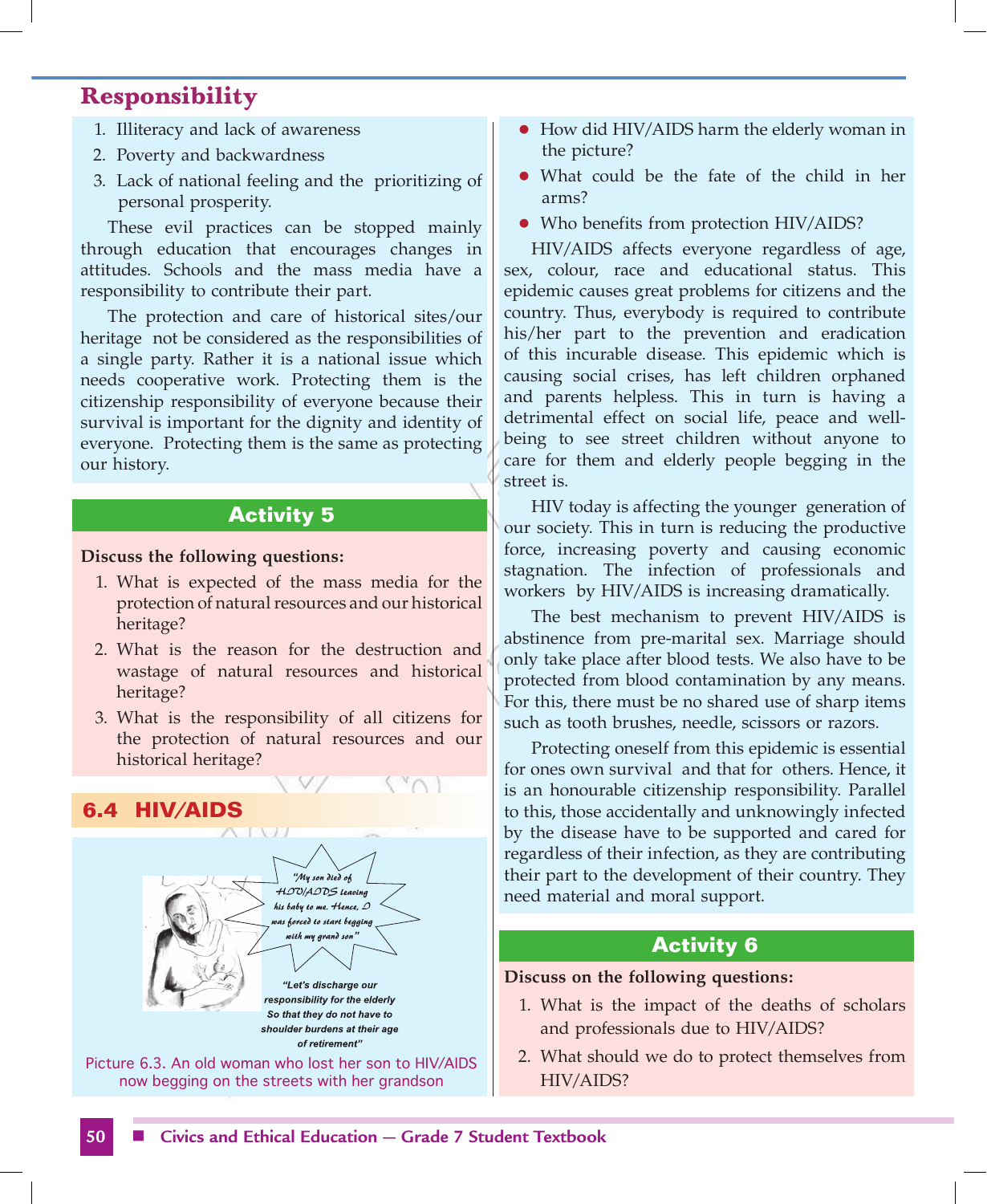## Responsibility

1. Illiteracy and lack of awareness
2. Poverty and backwardness
3. Lack of national feeling and the prioritizing of personal prosperity.

These evil practices can be stopped mainly through education that encourages changes in attitudes. Schools and the mass media have a responsibility to contribute their part.

The protection and care of historical sites/our heritage not be considered as the responsibilities of a single party. Rather it is a national issue which needs cooperative work. Protecting them is the citizenship responsibility of everyone because their survival is important for the dignity and identity of everyone. Protecting them is the same as protecting our history.

### Activity 5

**Discuss the following questions:**

1. What is expected of the mass media for the protection of natural resources and our historical heritage?
2. What is the reason for the destruction and wastage of natural resources and historical heritage?
3. What is the responsibility of all citizens for the protection of natural resources and our historical heritage?

## 6.4 HIV/AIDS

"My son died of HIV/AIDS leaving his baby to me. Hence, I was forced to start begging with my grand son"

"Let's discharge our responsibility for the elderly So that they do not have to shoulder burdens at their age of retirement"

Picture 6.3. An old woman who lost her son to HIV/AIDS now begging on the streets with her grandson

- How did HIV/AIDS harm the elderly woman in the picture?
- What could be the fate of the child in her arms?
- Who benefits from protection HIV/AIDS?

HIV/AIDS affects everyone regardless of age, sex, colour, race and educational status. This epidemic causes great problems for citizens and the country. Thus, everybody is required to contribute his/her part to the prevention and eradication of this incurable disease. This epidemic which is causing social crises, has left children orphaned and parents helpless. This in turn is having a detrimental effect on social life, peace and well-being to see street children without anyone to care for them and elderly people begging in the street is.

HIV today is affecting the younger generation of our society. This in turn is reducing the productive force, increasing poverty and causing economic stagnation. The infection of professionals and workers by HIV/AIDS is increasing dramatically.

The best mechanism to prevent HIV/AIDS is abstinence from pre-marital sex. Marriage should only take place after blood tests. We also have to be protected from blood contamination by any means. For this, there must be no shared use of sharp items such as tooth brushes, needle, scissors or razors.

Protecting oneself from this epidemic is essential for ones own survival and that for others. Hence, it is an honourable citizenship responsibility. Parallel to this, those accidentally and unknowingly infected by the disease have to be supported and cared for regardless of their infection, as they are contributing their part to the development of their country. They need material and moral support.

### Activity 6

**Discuss on the following questions:**

1. What is the impact of the deaths of scholars and professionals due to HIV/AIDS?
2. What should we do to protect themselves from HIV/AIDS?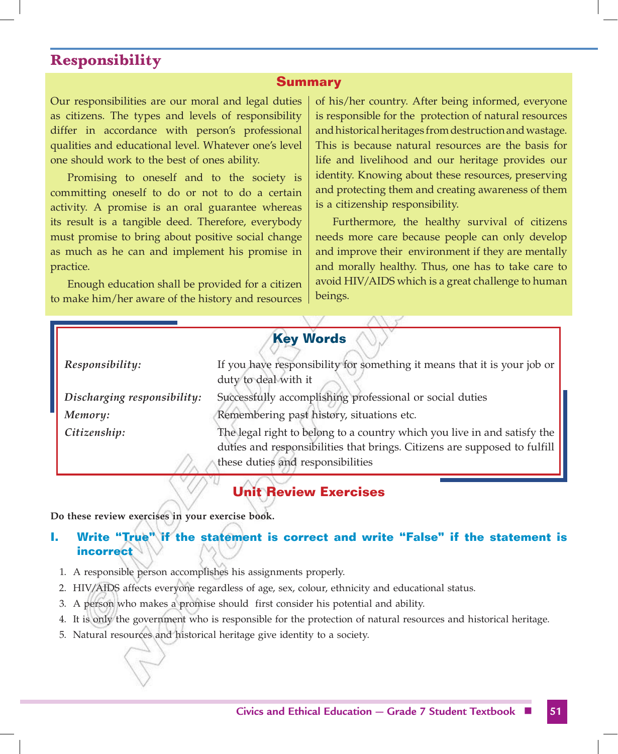## Responsibility

### Summary

Our responsibilities are our moral and legal duties as citizens. The types and levels of responsibility differ in accordance with person's professional qualities and educational level. Whatever one's level one should work to the best of ones ability.

Promising to oneself and to the society is committing oneself to do or not to do a certain activity. A promise is an oral guarantee whereas its result is a tangible deed. Therefore, everybody must promise to bring about positive social change as much as he can and implement his promise in practice.

Enough education shall be provided for a citizen to make him/her aware of the history and resources of his/her country. After being informed, everyone is responsible for the protection of natural resources and historical heritages from destruction and wastage. This is because natural resources are the basis for life and livelihood and our heritage provides our identity. Knowing about these resources, preserving and protecting them and creating awareness of them is a citizenship responsibility.

Furthermore, the healthy survival of citizens needs more care because people can only develop and improve their environment if they are mentally and morally healthy. Thus, one has to take care to avoid HIV/AIDS which is a great challenge to human beings.

### Key Words

| | |
|---|---|
| *Responsibility:* | If you have responsibility for something it means that it is your job or duty to deal with it |
| *Discharging responsibility:* | Successfully accomplishing professional or social duties |
| *Memory:* | Remembering past history, situations etc. |
| *Citizenship:* | The legal right to belong to a country which you live in and satisfy the duties and responsibilities that brings. Citizens are supposed to fulfill these duties and responsibilities |

## Unit Review Exercises

**Do these review exercises in your exercise book.**

### I. Write "True" if the statement is correct and write "False" if the statement is incorrect

1. A responsible person accomplishes his assignments properly.
2. HIV/AIDS affects everyone regardless of age, sex, colour, ethnicity and educational status.
3. A person who makes a promise should first consider his potential and ability.
4. It is only the government who is responsible for the protection of natural resources and historical heritage.
5. Natural resources and historical heritage give identity to a society.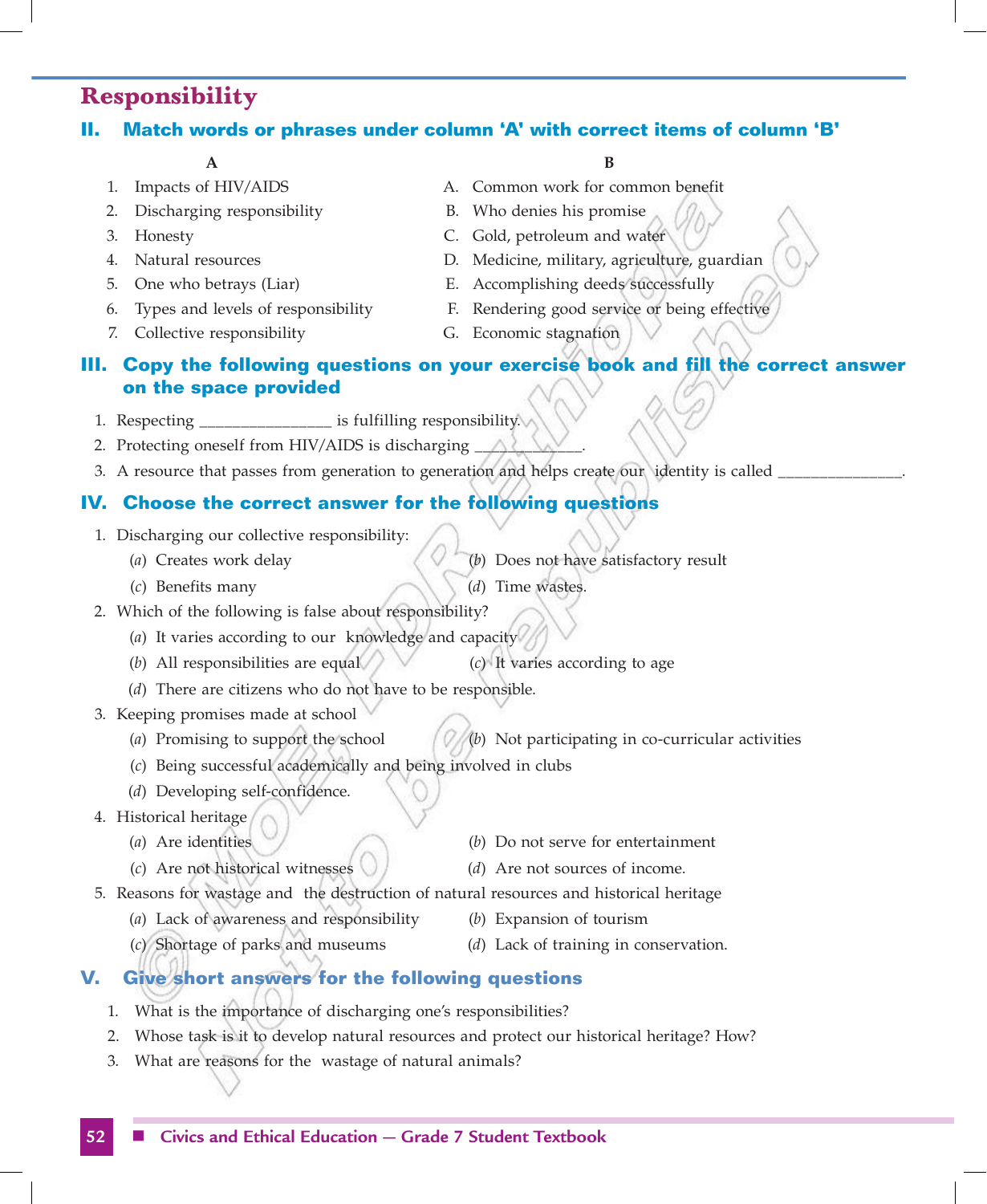## Responsibility

### II. Match words or phrases under column 'A' with correct items of column 'B'

| A | B |
|---|---|
| 1. Impacts of HIV/AIDS | A. Common work for common benefit |
| 2. Discharging responsibility | B. Who denies his promise |
| 3. Honesty | C. Gold, petroleum and water |
| 4. Natural resources | D. Medicine, military, agriculture, guardian |
| 5. One who betrays (Liar) | E. Accomplishing deeds successfully |
| 6. Types and levels of responsibility | F. Rendering good service or being effective |
| 7. Collective responsibility | G. Economic stagnation |

### III. Copy the following questions on your exercise book and fill the correct answer on the space provided

1. Respecting ________________ is fulfilling responsibility.
2. Protecting oneself from HIV/AIDS is discharging _____________.
3. A resource that passes from generation to generation and helps create our identity is called _______________.

### IV. Choose the correct answer for the following questions

1. Discharging our collective responsibility:
   (*a*) Creates work delay
   (*b*) Does not have satisfactory result
   (*c*) Benefits many
   (*d*) Time wastes.
2. Which of the following is false about responsibility?
   (*a*) It varies according to our knowledge and capacity
   (*b*) All responsibilities are equal
   (*c*) It varies according to age
   (*d*) There are citizens who do not have to be responsible.
3. Keeping promises made at school
   (*a*) Promising to support the school
   (*b*) Not participating in co-curricular activities
   (*c*) Being successful academically and being involved in clubs
   (*d*) Developing self-confidence.
4. Historical heritage
   (*a*) Are identities
   (*b*) Do not serve for entertainment
   (*c*) Are not historical witnesses
   (*d*) Are not sources of income.
5. Reasons for wastage and the destruction of natural resources and historical heritage
   (*a*) Lack of awareness and responsibility
   (*b*) Expansion of tourism
   (*c*) Shortage of parks and museums
   (*d*) Lack of training in conservation.

### V. Give short answers for the following questions

1. What is the importance of discharging one's responsibilities?
2. Whose task is it to develop natural resources and protect our historical heritage? How?
3. What are reasons for the wastage of natural animals?